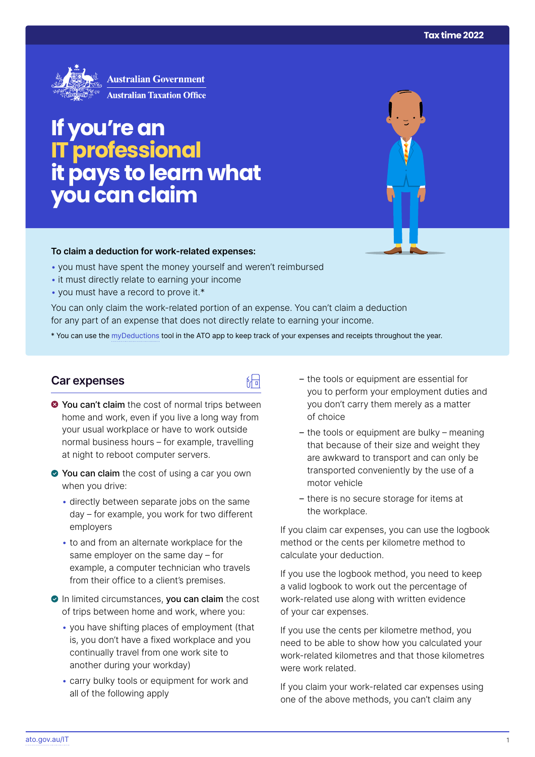Tax time 2022

Australian Government
Australian Taxation Office

# If you're an IT professional it pays to learn what you can claim

**To claim a deduction for work-related expenses:**

- you must have spent the money yourself and weren't reimbursed
- it must directly relate to earning your income
- you must have a record to prove it.*

You can only claim the work-related portion of an expense. You can't claim a deduction for any part of an expense that does not directly relate to earning your income.

* You can use the myDeductions tool in the ATO app to keep track of your expenses and receipts throughout the year.

## Car expenses

✖ **You can't claim** the cost of normal trips between home and work, even if you live a long way from your usual workplace or have to work outside normal business hours – for example, travelling at night to reboot computer servers.

✔ **You can claim** the cost of using a car you own when you drive:

- directly between separate jobs on the same day – for example, you work for two different employers
- to and from an alternate workplace for the same employer on the same day – for example, a computer technician who travels from their office to a client's premises.

✔ In limited circumstances, **you can claim** the cost of trips between home and work, where you:

- you have shifting places of employment (that is, you don't have a fixed workplace and you continually travel from one work site to another during your workday)
- carry bulky tools or equipment for work and all of the following apply
  - the tools or equipment are essential for you to perform your employment duties and you don't carry them merely as a matter of choice
  - the tools or equipment are bulky – meaning that because of their size and weight they are awkward to transport and can only be transported conveniently by the use of a motor vehicle
  - there is no secure storage for items at the workplace.

If you claim car expenses, you can use the logbook method or the cents per kilometre method to calculate your deduction.

If you use the logbook method, you need to keep a valid logbook to work out the percentage of work-related use along with written evidence of your car expenses.

If you use the cents per kilometre method, you need to be able to show how you calculated your work-related kilometres and that those kilometres were work related.

If you claim your work-related car expenses using one of the above methods, you can't claim any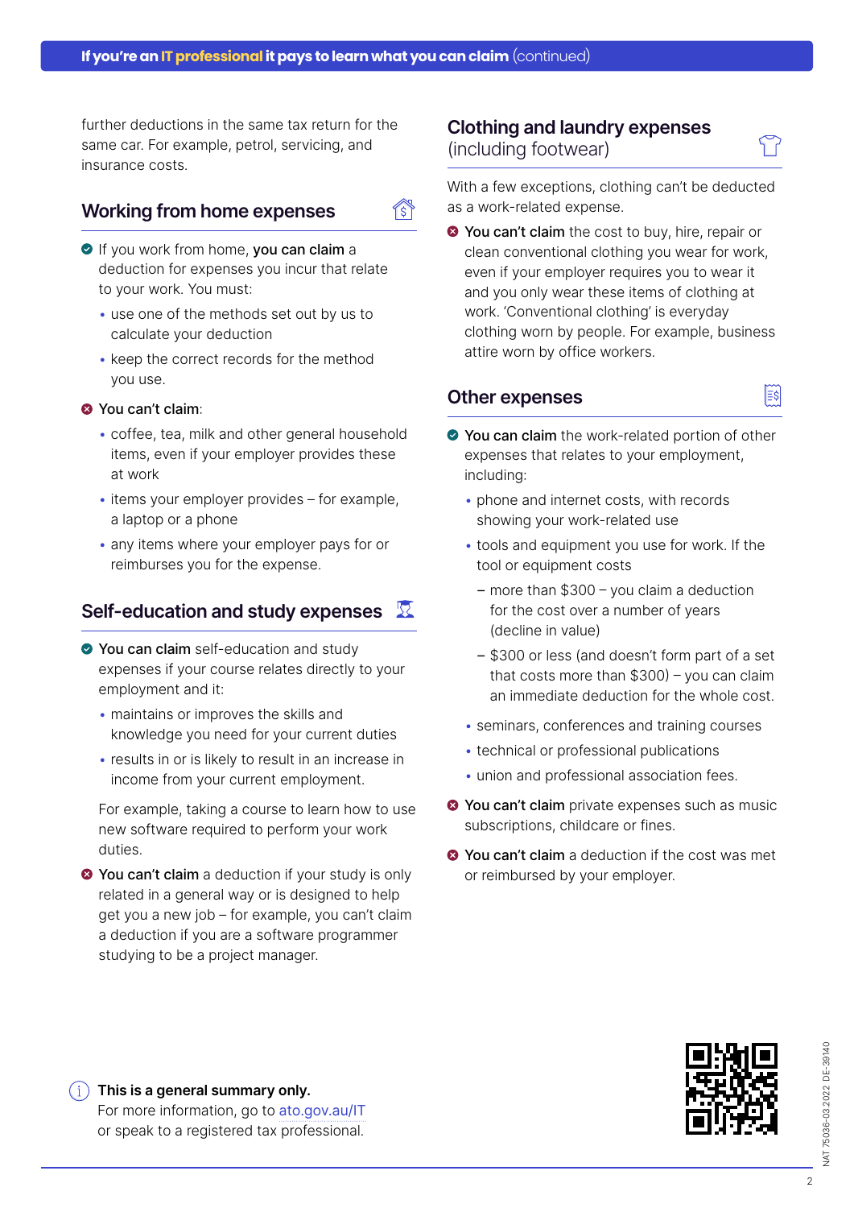further deductions in the same tax return for the same car. For example, petrol, servicing, and insurance costs.

## Working from home expenses

- If you work from home, **you can claim** a deduction for expenses you incur that relate to your work. You must:
  - use one of the methods set out by us to calculate your deduction
  - keep the correct records for the method you use.
- **You can't claim**:
  - coffee, tea, milk and other general household items, even if your employer provides these at work
  - items your employer provides – for example, a laptop or a phone
  - any items where your employer pays for or reimburses you for the expense.

## Self-education and study expenses

- **You can claim** self-education and study expenses if your course relates directly to your employment and it:
  - maintains or improves the skills and knowledge you need for your current duties
  - results in or is likely to result in an increase in income from your current employment.

  For example, taking a course to learn how to use new software required to perform your work duties.
- **You can't claim** a deduction if your study is only related in a general way or is designed to help get you a new job – for example, you can't claim a deduction if you are a software programmer studying to be a project manager.

## Clothing and laundry expenses (including footwear)

With a few exceptions, clothing can't be deducted as a work-related expense.

- **You can't claim** the cost to buy, hire, repair or clean conventional clothing you wear for work, even if your employer requires you to wear it and you only wear these items of clothing at work. 'Conventional clothing' is everyday clothing worn by people. For example, business attire worn by office workers.

## Other expenses

- **You can claim** the work-related portion of other expenses that relates to your employment, including:
  - phone and internet costs, with records showing your work-related use
  - tools and equipment you use for work. If the tool or equipment costs
    - more than $300 – you claim a deduction for the cost over a number of years (decline in value)
    - $300 or less (and doesn't form part of a set that costs more than $300) – you can claim an immediate deduction for the whole cost.
  - seminars, conferences and training courses
  - technical or professional publications
  - union and professional association fees.
- **You can't claim** private expenses such as music subscriptions, childcare or fines.
- **You can't claim** a deduction if the cost was met or reimbursed by your employer.

**This is a general summary only.**
For more information, go to ato.gov.au/IT or speak to a registered tax professional.

NAT 75036-03.2022 DE-39140